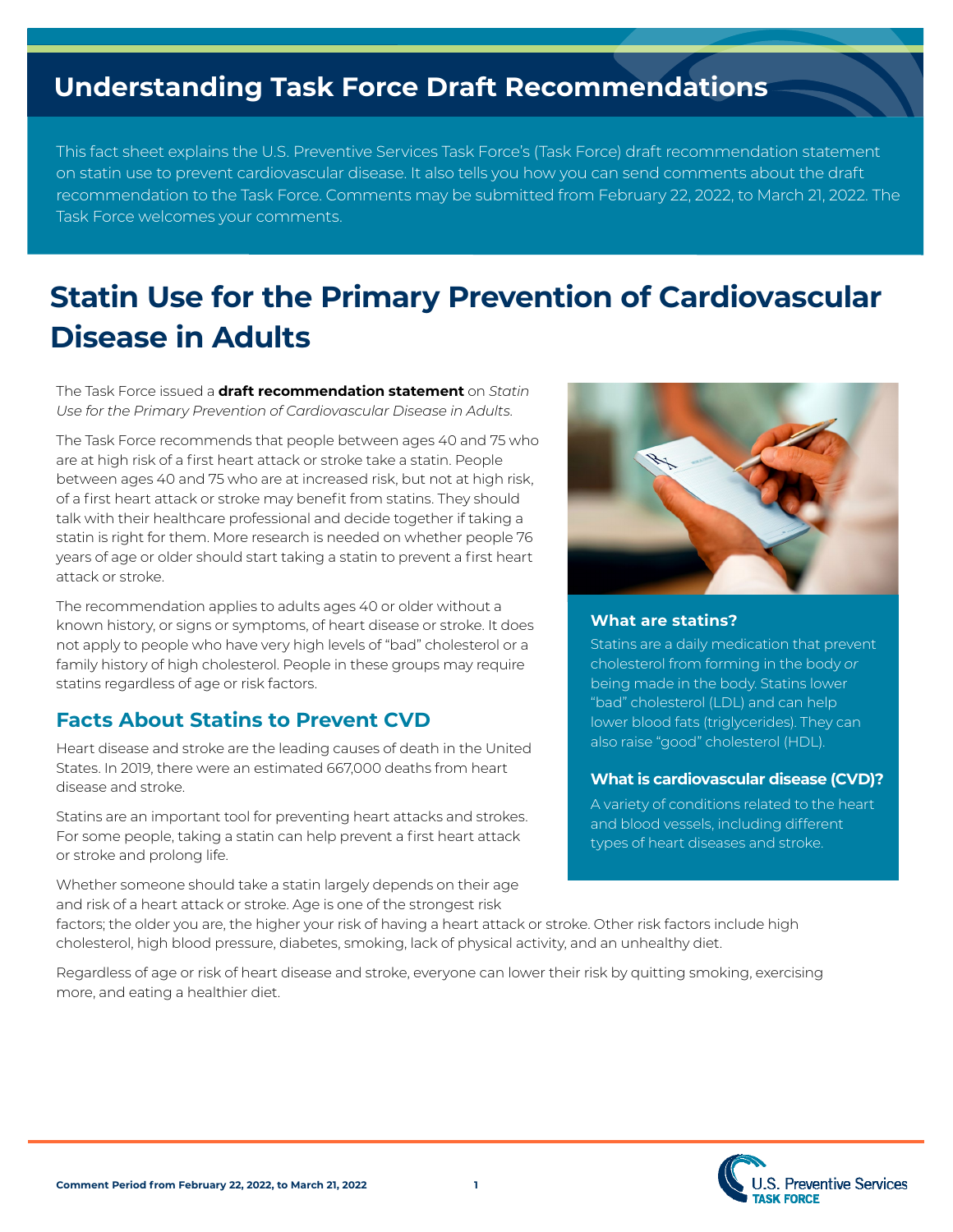# Understanding Task Force Draft Recommendations

This fact sheet explains the U.S. Preventive Services Task Force's (Task Force) draft recommendation statement on statin use to prevent cardiovascular disease. It also tells you how you can send comments about the draft recommendation to the Task Force. Comments may be submitted from February 22, 2022, to March 21, 2022. The Task Force welcomes your comments.

# Statin Use for the Primary Prevention of Cardiovascular Disease in Adults

The Task Force issued a **draft recommendation statement** on *Statin Use for the Primary Prevention of Cardiovascular Disease in Adults.*

The Task Force recommends that people between ages 40 and 75 who are at high risk of a first heart attack or stroke take a statin. People between ages 40 and 75 who are at increased risk, but not at high risk, of a first heart attack or stroke may benefit from statins. They should talk with their healthcare professional and decide together if taking a statin is right for them. More research is needed on whether people 76 years of age or older should start taking a statin to prevent a first heart attack or stroke.

The recommendation applies to adults ages 40 or older without a known history, or signs or symptoms, of heart disease or stroke. It does not apply to people who have very high levels of "bad" cholesterol or a family history of high cholesterol. People in these groups may require statins regardless of age or risk factors.

### What are statins?

Statins are a daily medication that prevent cholesterol from forming in the body *or* being made in the body. Statins lower "bad" cholesterol (LDL) and can help lower blood fats (triglycerides). They can also raise "good" cholesterol (HDL).

### What is cardiovascular disease (CVD)?

A variety of conditions related to the heart and blood vessels, including different types of heart diseases and stroke.

## Facts About Statins to Prevent CVD

Heart disease and stroke are the leading causes of death in the United States. In 2019, there were an estimated 667,000 deaths from heart disease and stroke.

Statins are an important tool for preventing heart attacks and strokes. For some people, taking a statin can help prevent a first heart attack or stroke and prolong life.

Whether someone should take a statin largely depends on their age and risk of a heart attack or stroke. Age is one of the strongest risk factors; the older you are, the higher your risk of having a heart attack or stroke. Other risk factors include high cholesterol, high blood pressure, diabetes, smoking, lack of physical activity, and an unhealthy diet.

Regardless of age or risk of heart disease and stroke, everyone can lower their risk by quitting smoking, exercising more, and eating a healthier diet.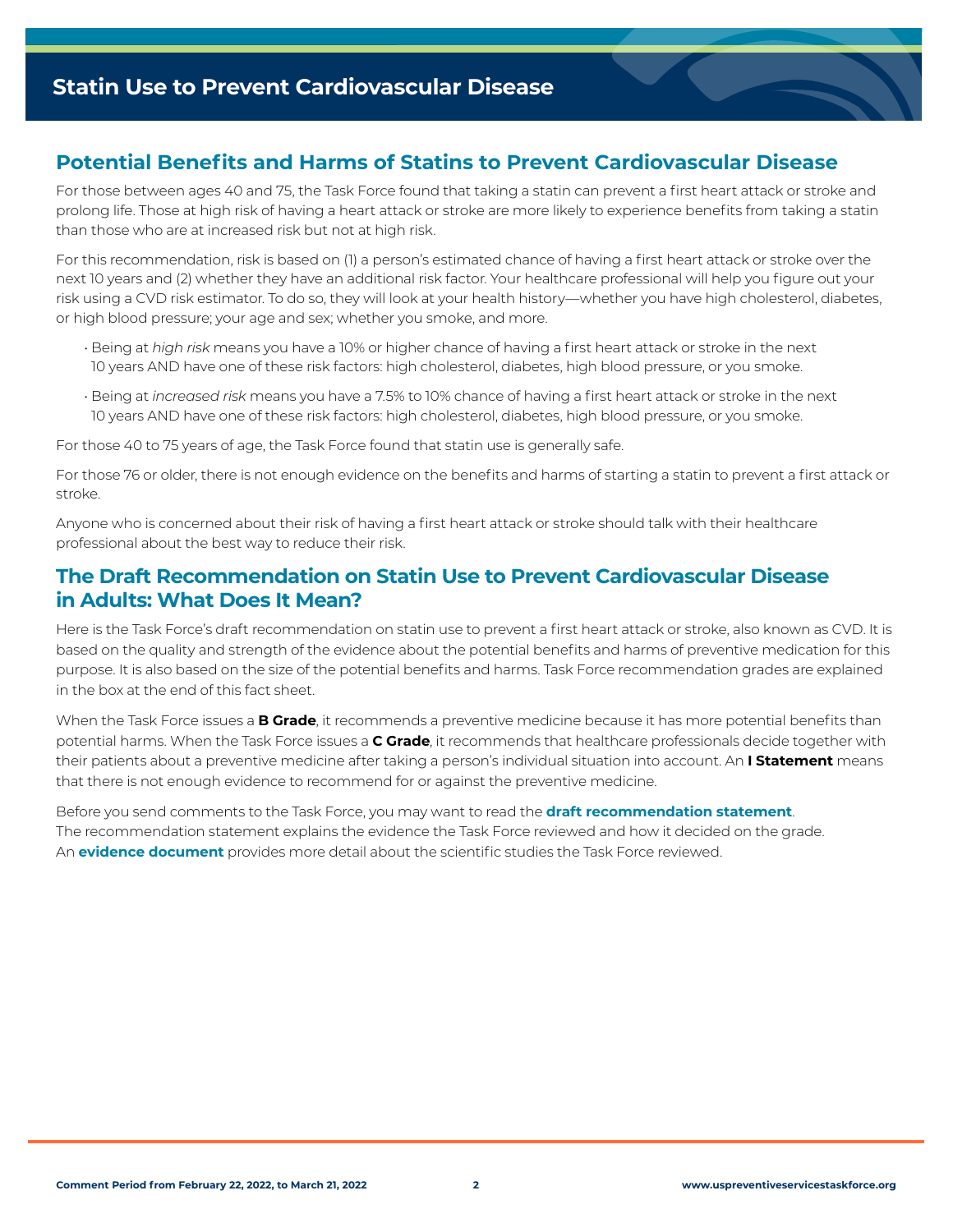# Statin Use to Prevent Cardiovascular Disease

## Potential Benefits and Harms of Statins to Prevent Cardiovascular Disease

For those between ages 40 and 75, the Task Force found that taking a statin can prevent a first heart attack or stroke and prolong life. Those at high risk of having a heart attack or stroke are more likely to experience benefits from taking a statin than those who are at increased risk but not at high risk.

For this recommendation, risk is based on (1) a person's estimated chance of having a first heart attack or stroke over the next 10 years and (2) whether they have an additional risk factor. Your healthcare professional will help you figure out your risk using a CVD risk estimator. To do so, they will look at your health history—whether you have high cholesterol, diabetes, or high blood pressure; your age and sex; whether you smoke, and more.

- Being at *high risk* means you have a 10% or higher chance of having a first heart attack or stroke in the next 10 years AND have one of these risk factors: high cholesterol, diabetes, high blood pressure, or you smoke.
- Being at *increased risk* means you have a 7.5% to 10% chance of having a first heart attack or stroke in the next 10 years AND have one of these risk factors: high cholesterol, diabetes, high blood pressure, or you smoke.

For those 40 to 75 years of age, the Task Force found that statin use is generally safe.

For those 76 or older, there is not enough evidence on the benefits and harms of starting a statin to prevent a first attack or stroke.

Anyone who is concerned about their risk of having a first heart attack or stroke should talk with their healthcare professional about the best way to reduce their risk.

## The Draft Recommendation on Statin Use to Prevent Cardiovascular Disease in Adults: What Does It Mean?

Here is the Task Force's draft recommendation on statin use to prevent a first heart attack or stroke, also known as CVD. It is based on the quality and strength of the evidence about the potential benefits and harms of preventive medication for this purpose. It is also based on the size of the potential benefits and harms. Task Force recommendation grades are explained in the box at the end of this fact sheet.

When the Task Force issues a **B Grade**, it recommends a preventive medicine because it has more potential benefits than potential harms. When the Task Force issues a **C Grade**, it recommends that healthcare professionals decide together with their patients about a preventive medicine after taking a person's individual situation into account. An **I Statement** means that there is not enough evidence to recommend for or against the preventive medicine.

Before you send comments to the Task Force, you may want to read the **draft recommendation statement**. The recommendation statement explains the evidence the Task Force reviewed and how it decided on the grade. An **evidence document** provides more detail about the scientific studies the Task Force reviewed.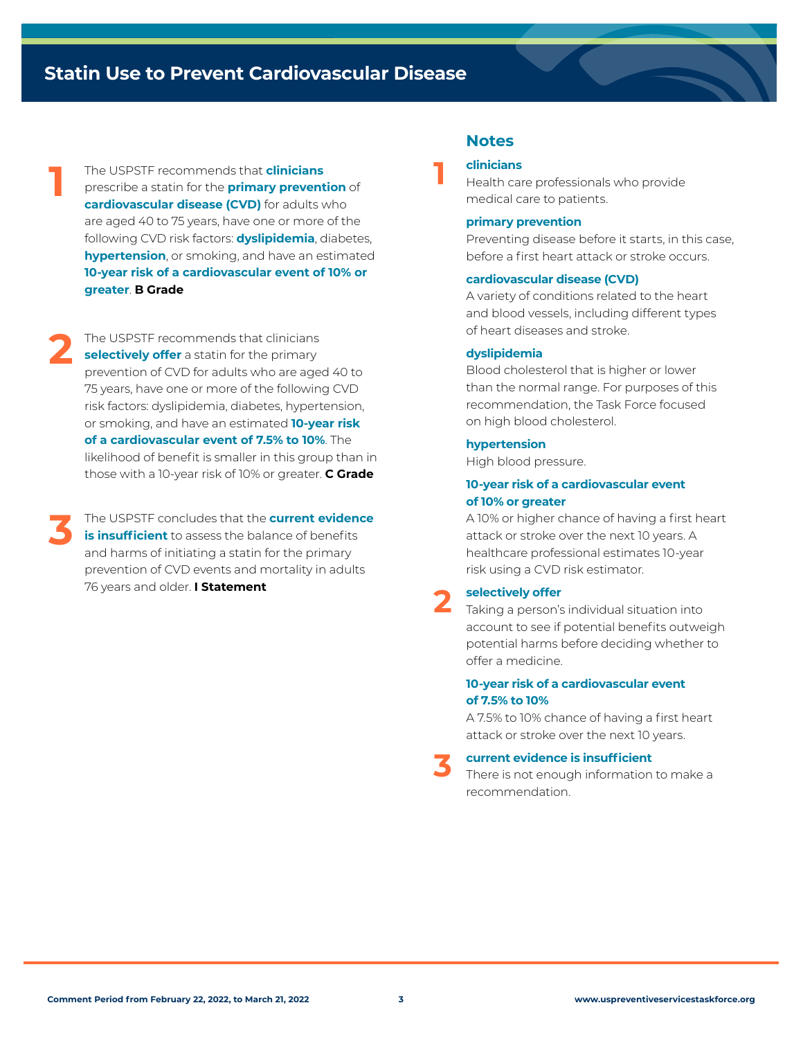# Statin Use to Prevent Cardiovascular Disease

**1** The USPSTF recommends that **clinicians** prescribe a statin for the **primary prevention** of **cardiovascular disease (CVD)** for adults who are aged 40 to 75 years, have one or more of the following CVD risk factors: **dyslipidemia**, diabetes, **hypertension**, or smoking, and have an estimated **10-year risk of a cardiovascular event of 10% or greater**. **B Grade**

**2** The USPSTF recommends that clinicians **selectively offer** a statin for the primary prevention of CVD for adults who are aged 40 to 75 years, have one or more of the following CVD risk factors: dyslipidemia, diabetes, hypertension, or smoking, and have an estimated **10-year risk of a cardiovascular event of 7.5% to 10%**. The likelihood of benefit is smaller in this group than in those with a 10-year risk of 10% or greater. **C Grade**

**3** The USPSTF concludes that the **current evidence is insufficient** to assess the balance of benefits and harms of initiating a statin for the primary prevention of CVD events and mortality in adults 76 years and older. **I Statement**

## Notes

**1**

**clinicians**
Health care professionals who provide medical care to patients.

**primary prevention**
Preventing disease before it starts, in this case, before a first heart attack or stroke occurs.

**cardiovascular disease (CVD)**
A variety of conditions related to the heart and blood vessels, including different types of heart diseases and stroke.

**dyslipidemia**
Blood cholesterol that is higher or lower than the normal range. For purposes of this recommendation, the Task Force focused on high blood cholesterol.

**hypertension**
High blood pressure.

**10-year risk of a cardiovascular event of 10% or greater**
A 10% or higher chance of having a first heart attack or stroke over the next 10 years. A healthcare professional estimates 10-year risk using a CVD risk estimator.

**2**

**selectively offer**
Taking a person's individual situation into account to see if potential benefits outweigh potential harms before deciding whether to offer a medicine.

**10-year risk of a cardiovascular event of 7.5% to 10%**
A 7.5% to 10% chance of having a first heart attack or stroke over the next 10 years.

**3**

**current evidence is insufficient**
There is not enough information to make a recommendation.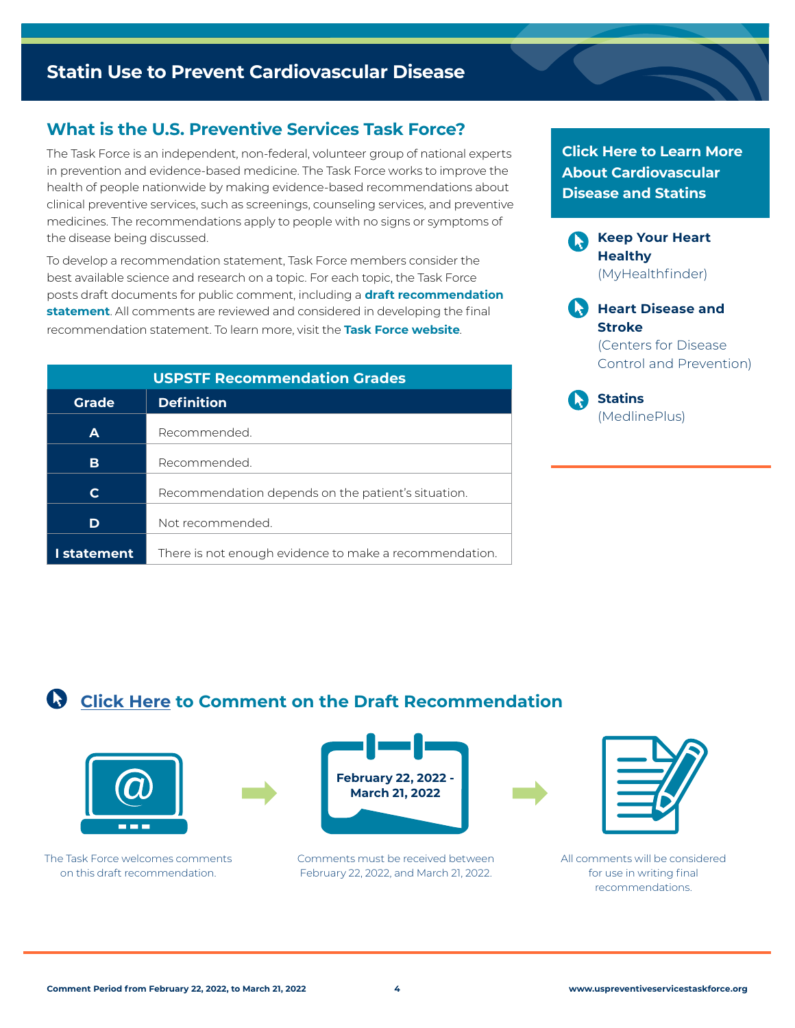# Statin Use to Prevent Cardiovascular Disease

## What is the U.S. Preventive Services Task Force?

The Task Force is an independent, non-federal, volunteer group of national experts in prevention and evidence-based medicine. The Task Force works to improve the health of people nationwide by making evidence-based recommendations about clinical preventive services, such as screenings, counseling services, and preventive medicines. The recommendations apply to people with no signs or symptoms of the disease being discussed.

To develop a recommendation statement, Task Force members consider the best available science and research on a topic. For each topic, the Task Force posts draft documents for public comment, including a **draft recommendation statement**. All comments are reviewed and considered in developing the final recommendation statement. To learn more, visit the **Task Force website**.

**USPSTF Recommendation Grades**

| Grade | Definition |
|---|---|
| A | Recommended. |
| B | Recommended. |
| C | Recommendation depends on the patient's situation. |
| D | Not recommended. |
| I statement | There is not enough evidence to make a recommendation. |

### Click Here to Learn More About Cardiovascular Disease and Statins

- **Keep Your Heart Healthy** (MyHealthfinder)
- **Heart Disease and Stroke** (Centers for Disease Control and Prevention)
- **Statins** (MedlinePlus)

## Click Here to Comment on the Draft Recommendation

The Task Force welcomes comments on this draft recommendation.

**February 22, 2022 - March 21, 2022**

Comments must be received between February 22, 2022, and March 21, 2022.

All comments will be considered for use in writing final recommendations.